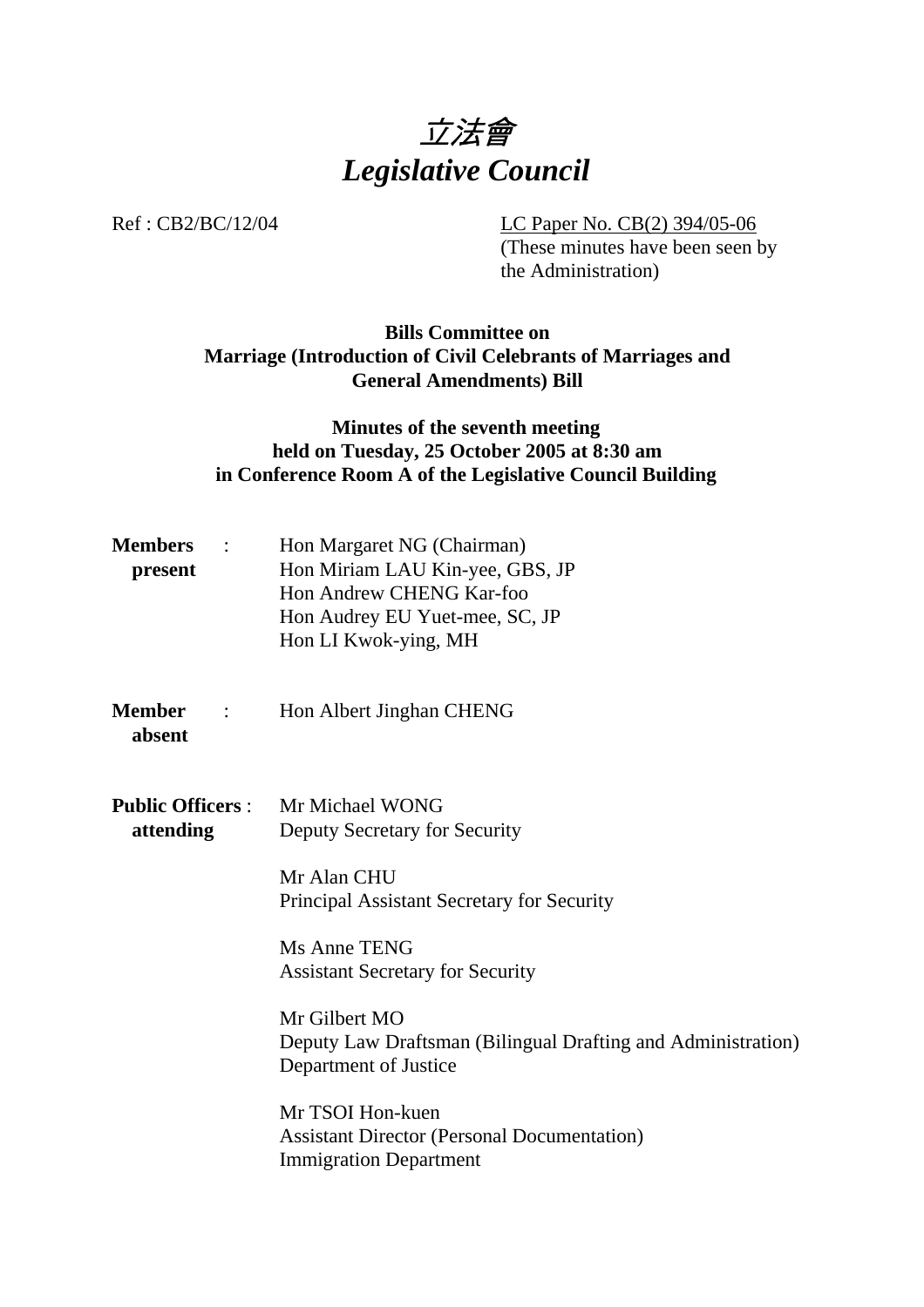# 立法會
# *Legislative Council*

Ref : CB2/BC/12/04

LC Paper No. CB(2) 394/05-06
(These minutes have been seen by the Administration)

**Bills Committee on**
**Marriage (Introduction of Civil Celebrants of Marriages and General Amendments) Bill**

**Minutes of the seventh meeting**
**held on Tuesday, 25 October 2005 at 8:30 am**
**in Conference Room A of the Legislative Council Building**

**Members present** :
Hon Margaret NG (Chairman)
Hon Miriam LAU Kin-yee, GBS, JP
Hon Andrew CHENG Kar-foo
Hon Audrey EU Yuet-mee, SC, JP
Hon LI Kwok-ying, MH

**Member absent** :
Hon Albert Jinghan CHENG

**Public Officers attending** :

Mr Michael WONG
Deputy Secretary for Security

Mr Alan CHU
Principal Assistant Secretary for Security

Ms Anne TENG
Assistant Secretary for Security

Mr Gilbert MO
Deputy Law Draftsman (Bilingual Drafting and Administration)
Department of Justice

Mr TSOI Hon-kuen
Assistant Director (Personal Documentation)
Immigration Department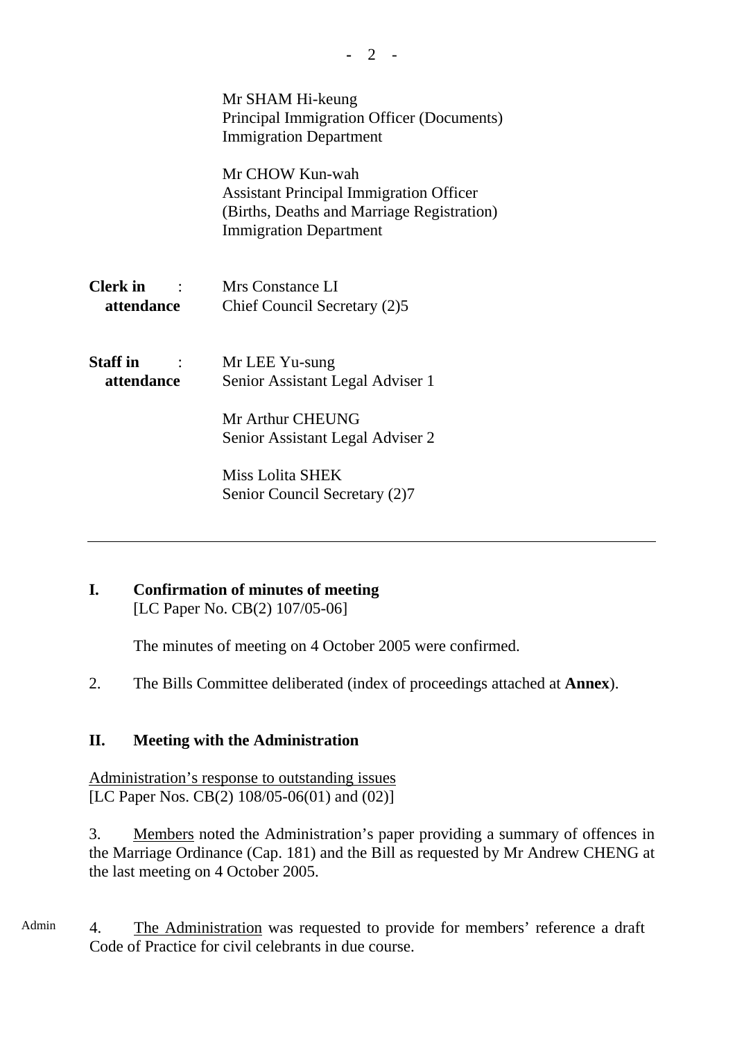Mr SHAM Hi-keung
Principal Immigration Officer (Documents)
Immigration Department

Mr CHOW Kun-wah
Assistant Principal Immigration Officer
(Births, Deaths and Marriage Registration)
Immigration Department

**Clerk in attendance** : Mrs Constance LI
Chief Council Secretary (2)5

**Staff in attendance** : Mr LEE Yu-sung
Senior Assistant Legal Adviser 1

Mr Arthur CHEUNG
Senior Assistant Legal Adviser 2

Miss Lolita SHEK
Senior Council Secretary (2)7

---

## I. Confirmation of minutes of meeting

[LC Paper No. CB(2) 107/05-06]

The minutes of meeting on 4 October 2005 were confirmed.

2. The Bills Committee deliberated (index of proceedings attached at **Annex**).

## II. Meeting with the Administration

Administration's response to outstanding issues
[LC Paper Nos. CB(2) 108/05-06(01) and (02)]

3. Members noted the Administration's paper providing a summary of offences in the Marriage Ordinance (Cap. 181) and the Bill as requested by Mr Andrew CHENG at the last meeting on 4 October 2005.

Admin

4. The Administration was requested to provide for members' reference a draft Code of Practice for civil celebrants in due course.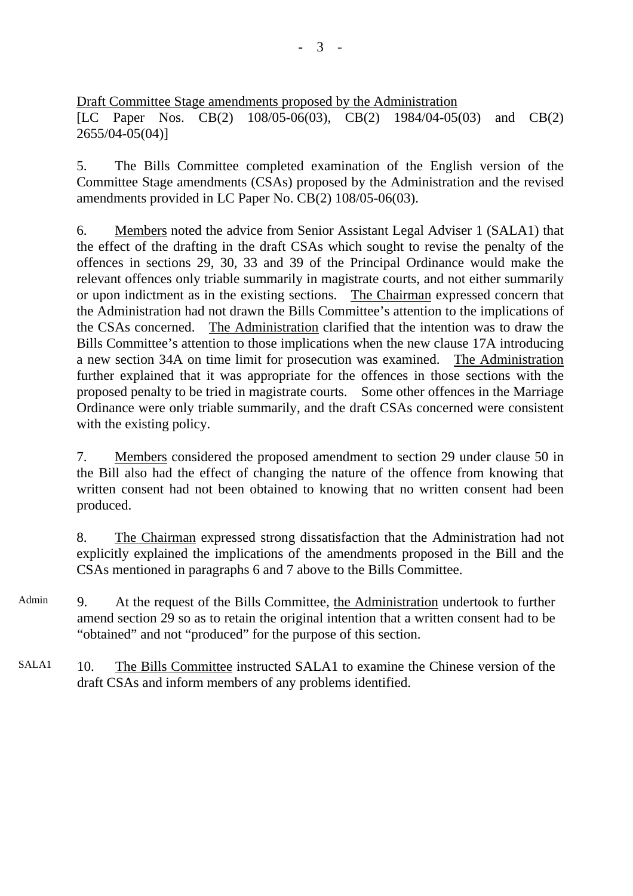Draft Committee Stage amendments proposed by the Administration
[LC Paper Nos. CB(2) 108/05-06(03), CB(2) 1984/04-05(03) and CB(2) 2655/04-05(04)]

5. The Bills Committee completed examination of the English version of the Committee Stage amendments (CSAs) proposed by the Administration and the revised amendments provided in LC Paper No. CB(2) 108/05-06(03).

6. Members noted the advice from Senior Assistant Legal Adviser 1 (SALA1) that the effect of the drafting in the draft CSAs which sought to revise the penalty of the offences in sections 29, 30, 33 and 39 of the Principal Ordinance would make the relevant offences only triable summarily in magistrate courts, and not either summarily or upon indictment as in the existing sections. The Chairman expressed concern that the Administration had not drawn the Bills Committee's attention to the implications of the CSAs concerned. The Administration clarified that the intention was to draw the Bills Committee's attention to those implications when the new clause 17A introducing a new section 34A on time limit for prosecution was examined. The Administration further explained that it was appropriate for the offences in those sections with the proposed penalty to be tried in magistrate courts. Some other offences in the Marriage Ordinance were only triable summarily, and the draft CSAs concerned were consistent with the existing policy.

7. Members considered the proposed amendment to section 29 under clause 50 in the Bill also had the effect of changing the nature of the offence from knowing that written consent had not been obtained to knowing that no written consent had been produced.

8. The Chairman expressed strong dissatisfaction that the Administration had not explicitly explained the implications of the amendments proposed in the Bill and the CSAs mentioned in paragraphs 6 and 7 above to the Bills Committee.

Admin

9. At the request of the Bills Committee, the Administration undertook to further amend section 29 so as to retain the original intention that a written consent had to be "obtained" and not "produced" for the purpose of this section.

SALA1

10. The Bills Committee instructed SALA1 to examine the Chinese version of the draft CSAs and inform members of any problems identified.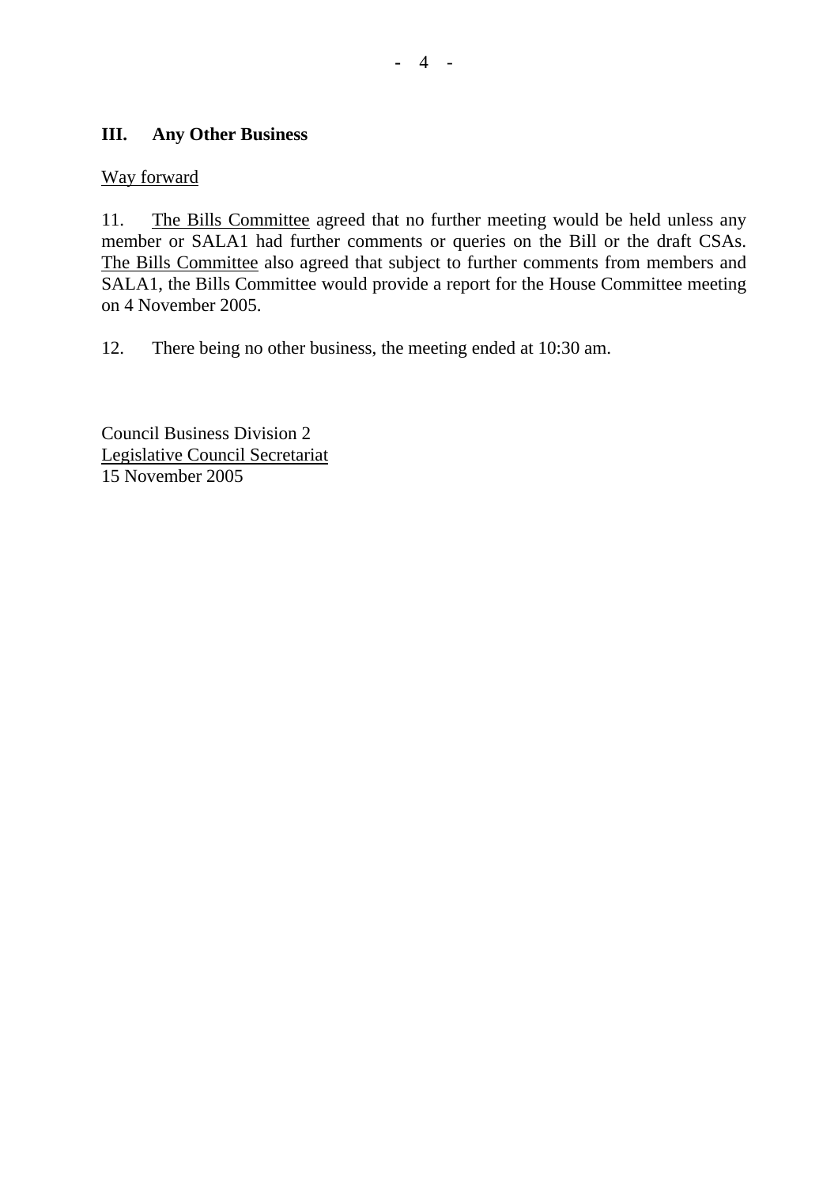## III. Any Other Business

Way forward

11. The Bills Committee agreed that no further meeting would be held unless any member or SALA1 had further comments or queries on the Bill or the draft CSAs. The Bills Committee also agreed that subject to further comments from members and SALA1, the Bills Committee would provide a report for the House Committee meeting on 4 November 2005.

12. There being no other business, the meeting ended at 10:30 am.

Council Business Division 2
Legislative Council Secretariat
15 November 2005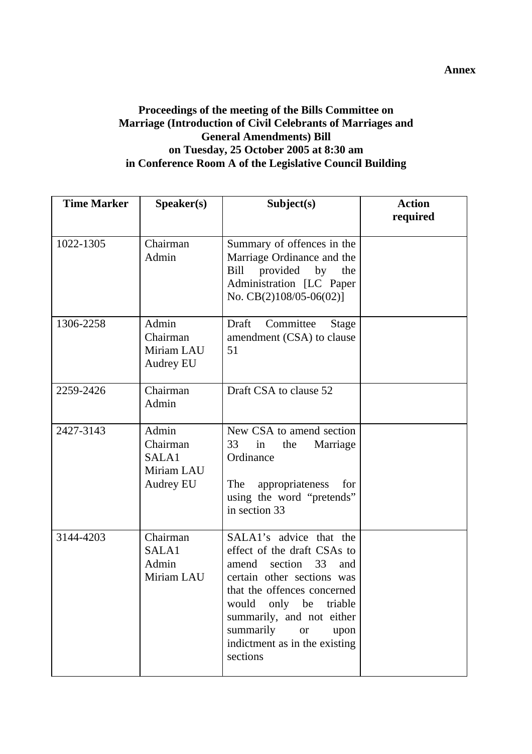**Annex**

**Proceedings of the meeting of the Bills Committee on Marriage (Introduction of Civil Celebrants of Marriages and General Amendments) Bill on Tuesday, 25 October 2005 at 8:30 am in Conference Room A of the Legislative Council Building**

| Time Marker | Speaker(s) | Subject(s) | Action required |
|---|---|---|---|
| 1022-1305 | Chairman<br>Admin | Summary of offences in the Marriage Ordinance and the Bill provided by the Administration [LC Paper No. CB(2)108/05-06(02)] | |
| 1306-2258 | Admin<br>Chairman<br>Miriam LAU<br>Audrey EU | Draft Committee Stage amendment (CSA) to clause 51 | |
| 2259-2426 | Chairman<br>Admin | Draft CSA to clause 52 | |
| 2427-3143 | Admin<br>Chairman<br>SALA1<br>Miriam LAU<br>Audrey EU | New CSA to amend section 33 in the Marriage Ordinance<br><br>The appropriateness for using the word "pretends" in section 33 | |
| 3144-4203 | Chairman<br>SALA1<br>Admin<br>Miriam LAU | SALA1's advice that the effect of the draft CSAs to amend section 33 and certain other sections was that the offences concerned would only be triable summarily, and not either summarily or upon indictment as in the existing sections | |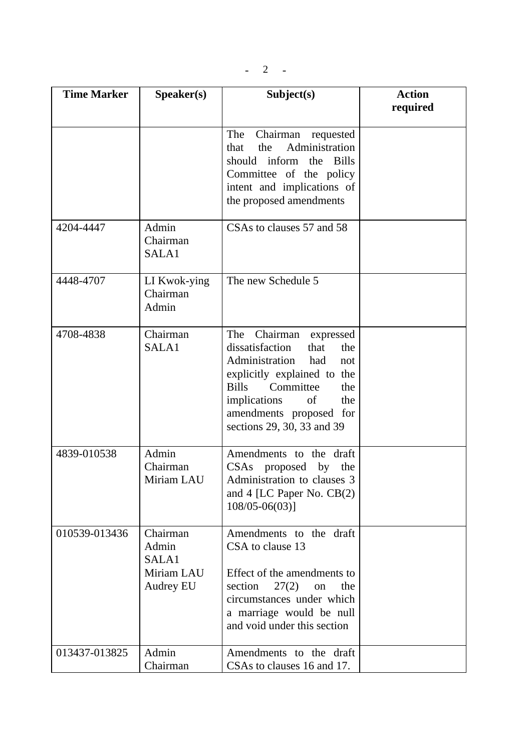| Time Marker | Speaker(s) | Subject(s) | Action required |
|---|---|---|---|
| | | The Chairman requested that the Administration should inform the Bills Committee of the policy intent and implications of the proposed amendments | |
| 4204-4447 | Admin<br>Chairman<br>SALA1 | CSAs to clauses 57 and 58 | |
| 4448-4707 | LI Kwok-ying<br>Chairman<br>Admin | The new Schedule 5 | |
| 4708-4838 | Chairman<br>SALA1 | The Chairman expressed dissatisfaction that the Administration had not explicitly explained to the Bills Committee the implications of the amendments proposed for sections 29, 30, 33 and 39 | |
| 4839-010538 | Admin<br>Chairman<br>Miriam LAU | Amendments to the draft CSAs proposed by the Administration to clauses 3 and 4 [LC Paper No. CB(2) 108/05-06(03)] | |
| 010539-013436 | Chairman<br>Admin<br>SALA1<br>Miriam LAU<br>Audrey EU | Amendments to the draft CSA to clause 13<br><br>Effect of the amendments to section 27(2) on the circumstances under which a marriage would be null and void under this section | |
| 013437-013825 | Admin<br>Chairman | Amendments to the draft CSAs to clauses 16 and 17. | |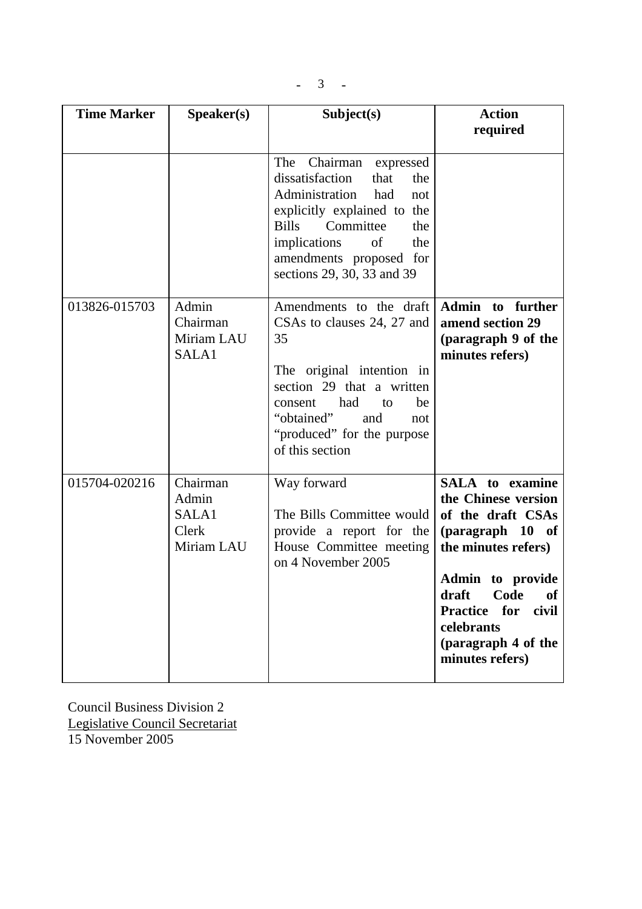| Time Marker | Speaker(s) | Subject(s) | Action required |
|---|---|---|---|
| | | The Chairman expressed dissatisfaction that the Administration had not explicitly explained to the Bills Committee the implications of the amendments proposed for sections 29, 30, 33 and 39 | |
| 013826-015703 | Admin<br>Chairman<br>Miriam LAU<br>SALA1 | Amendments to the draft CSAs to clauses 24, 27 and 35<br><br>The original intention in section 29 that a written consent had to be "obtained" and not "produced" for the purpose of this section | **Admin to further amend section 29 (paragraph 9 of the minutes refers)** |
| 015704-020216 | Chairman<br>Admin<br>SALA1<br>Clerk<br>Miriam LAU | Way forward<br><br>The Bills Committee would provide a report for the House Committee meeting on 4 November 2005 | **SALA to examine the Chinese version of the draft CSAs (paragraph 10 of the minutes refers)**<br><br>**Admin to provide draft Code of Practice for civil celebrants (paragraph 4 of the minutes refers)** |

Council Business Division 2
Legislative Council Secretariat
15 November 2005